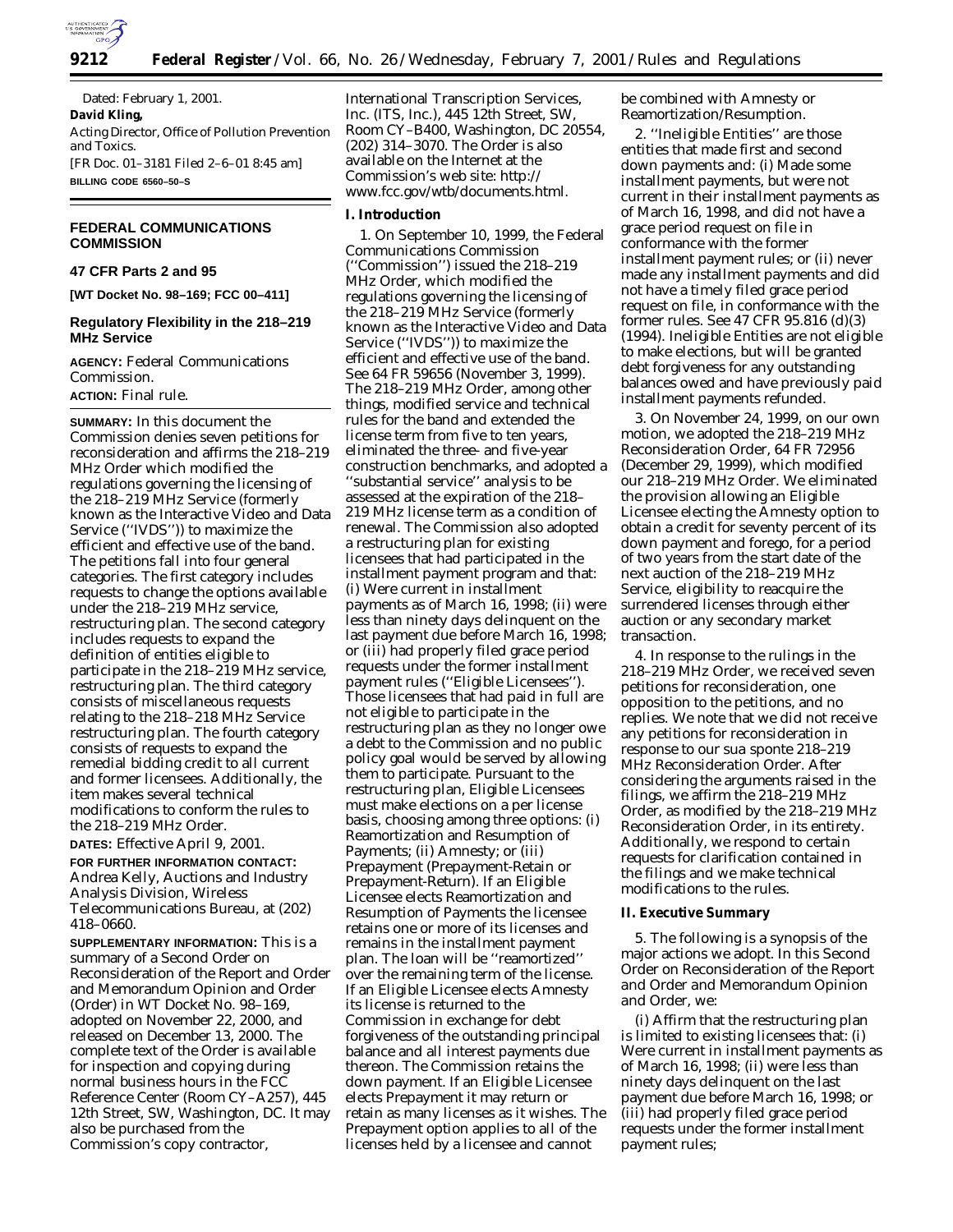Dated: February 1, 2001.

**David Kling,**

*Acting Director, Office of Pollution Prevention and Toxics.*

[FR Doc. 01–3181 Filed 2–6–01 8:45 am]

**BILLING CODE 6560–50–S**

## FEDERAL COMMUNICATIONS COMMISSION

### 47 CFR Parts 2 and 95

**[WT Docket No. 98–169; FCC 00–411]**

### Regulatory Flexibility in the 218–219 MHz Service

**AGENCY:** Federal Communications Commission.

**ACTION:** Final rule.

**SUMMARY:** In this document the Commission denies seven petitions for reconsideration and affirms the 218–219 MHz Order which modified the regulations governing the licensing of the 218–219 MHz Service (formerly known as the Interactive Video and Data Service (''IVDS'')) to maximize the efficient and effective use of the band. The petitions fall into four general categories. The first category includes requests to change the options available under the 218–219 MHz service, restructuring plan. The second category includes requests to expand the definition of entities eligible to participate in the 218–219 MHz service, restructuring plan. The third category consists of miscellaneous requests relating to the 218–218 MHz Service restructuring plan. The fourth category consists of requests to expand the remedial bidding credit to all current and former licensees. Additionally, the item makes several technical modifications to conform the rules to the 218–219 MHz Order.

**DATES:** Effective April 9, 2001.

**FOR FURTHER INFORMATION CONTACT:** Andrea Kelly, Auctions and Industry Analysis Division, Wireless Telecommunications Bureau, at (202) 418–0660.

**SUPPLEMENTARY INFORMATION:** This is a summary of a Second Order on Reconsideration of the Report and Order and Memorandum Opinion and Order (Order) in WT Docket No. 98–169, adopted on November 22, 2000, and released on December 13, 2000. The complete text of the Order is available for inspection and copying during normal business hours in the FCC Reference Center (Room CY–A257), 445 12th Street, SW, Washington, DC. It may also be purchased from the Commission's copy contractor, International Transcription Services, Inc. (ITS, Inc.), 445 12th Street, SW, Room CY–B400, Washington, DC 20554, (202) 314–3070. The Order is also available on the Internet at the Commission's web site: http://www.fcc.gov/wtb/documents.html.

**I. Introduction**

1. On September 10, 1999, the Federal Communications Commission (''Commission'') issued the 218–219 MHz Order, which modified the regulations governing the licensing of the 218–219 MHz Service (formerly known as the Interactive Video and Data Service (''IVDS'')) to maximize the efficient and effective use of the band. See 64 FR 59656 (November 3, 1999). The 218–219 MHz Order, among other things, modified service and technical rules for the band and extended the license term from five to ten years, eliminated the three- and five-year construction benchmarks, and adopted a ''substantial service'' analysis to be assessed at the expiration of the 218–219 MHz license term as a condition of renewal. The Commission also adopted a restructuring plan for existing licensees that had participated in the installment payment program and that: (i) Were current in installment payments as of March 16, 1998; (ii) were less than ninety days delinquent on the last payment due before March 16, 1998; or (iii) had properly filed grace period requests under the former installment payment rules (''Eligible Licensees''). Those licensees that had paid in full are not eligible to participate in the restructuring plan as they no longer owe a debt to the Commission and no public policy goal would be served by allowing them to participate. Pursuant to the restructuring plan, Eligible Licensees must make elections on a per license basis, choosing among three options: (i) Reamortization and Resumption of Payments; (ii) Amnesty; or (iii) Prepayment (Prepayment-Retain or Prepayment-Return). If an Eligible Licensee elects Reamortization and Resumption of Payments the licensee retains one or more of its licenses and remains in the installment payment plan. The loan will be ''reamortized'' over the remaining term of the license. If an Eligible Licensee elects Amnesty its license is returned to the Commission in exchange for debt forgiveness of the outstanding principal balance and all interest payments due thereon. The Commission retains the down payment. If an Eligible Licensee elects Prepayment it may return or retain as many licenses as it wishes. The Prepayment option applies to all of the licenses held by a licensee and cannot be combined with Amnesty or Reamortization/Resumption.

2. ''Ineligible Entities'' are those entities that made first and second down payments and: (i) Made some installment payments, but were not current in their installment payments as of March 16, 1998, and did not have a grace period request on file in conformance with the former installment payment rules; or (ii) never made any installment payments and did not have a timely filed grace period request on file, in conformance with the former rules. See 47 CFR 95.816 (d)(3) (1994). Ineligible Entities are not eligible to make elections, but will be granted debt forgiveness for any outstanding balances owed and have previously paid installment payments refunded.

3. On November 24, 1999, on our own motion, we adopted the 218–219 MHz Reconsideration Order, 64 FR 72956 (December 29, 1999), which modified our 218–219 MHz Order. We eliminated the provision allowing an Eligible Licensee electing the Amnesty option to obtain a credit for seventy percent of its down payment and forego, for a period of two years from the start date of the next auction of the 218–219 MHz Service, eligibility to reacquire the surrendered licenses through either auction or any secondary market transaction.

4. In response to the rulings in the 218–219 MHz Order, we received seven petitions for reconsideration, one opposition to the petitions, and no replies. We note that we did not receive any petitions for reconsideration in response to our sua sponte 218–219 MHz Reconsideration Order. After considering the arguments raised in the filings, we affirm the 218–219 MHz Order, as modified by the 218–219 MHz Reconsideration Order, in its entirety. Additionally, we respond to certain requests for clarification contained in the filings and we make technical modifications to the rules.

**II. Executive Summary**

5. The following is a synopsis of the major actions we adopt. In this Second Order on Reconsideration of the Report and Order and Memorandum Opinion and Order, we:

(i) Affirm that the restructuring plan is limited to existing licensees that: (i) Were current in installment payments as of March 16, 1998; (ii) were less than ninety days delinquent on the last payment due before March 16, 1998; or (iii) had properly filed grace period requests under the former installment payment rules;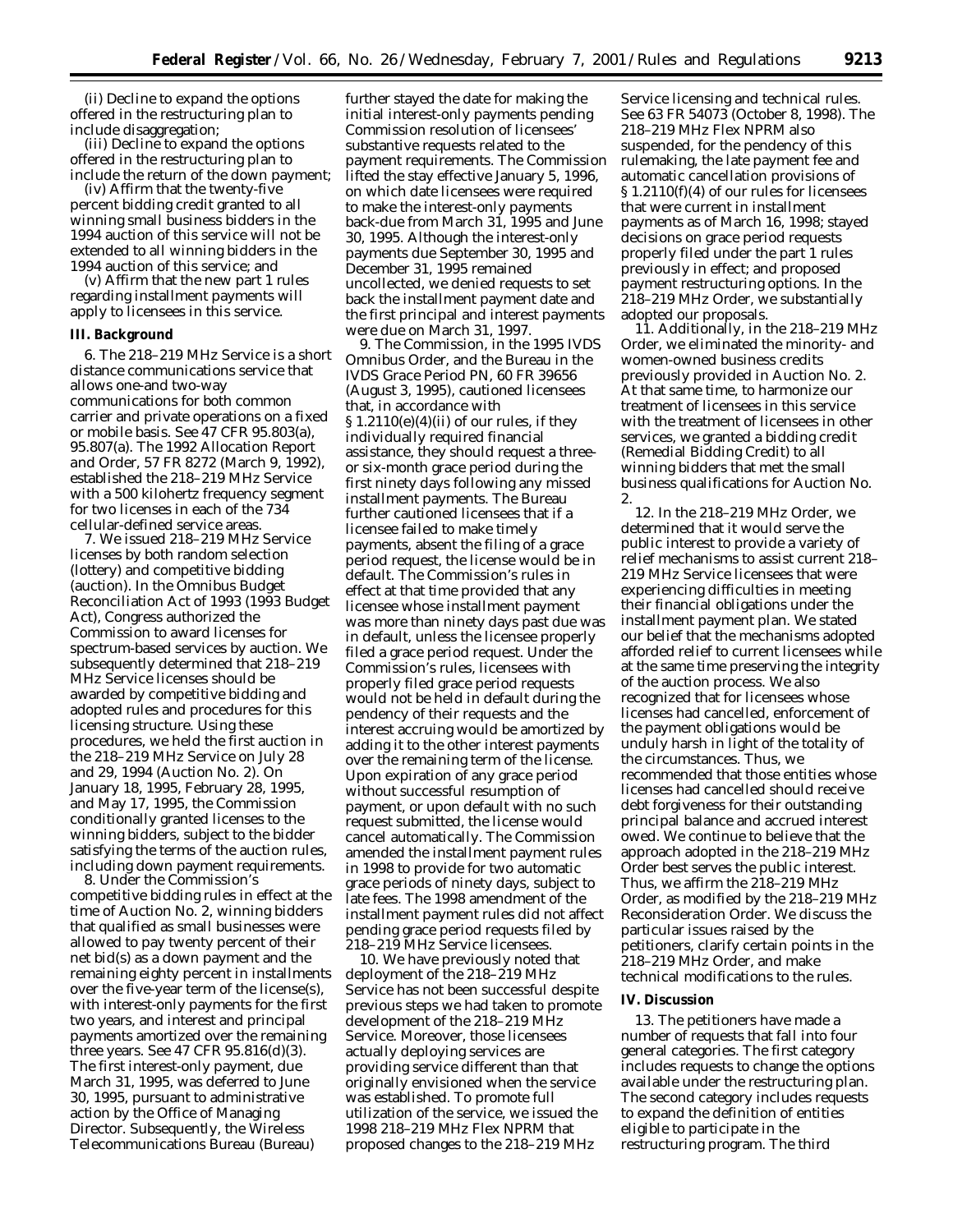(ii) Decline to expand the options offered in the restructuring plan to include disaggregation;

(iii) Decline to expand the options offered in the restructuring plan to include the return of the down payment;

(iv) Affirm that the twenty-five percent bidding credit granted to all winning small business bidders in the 1994 auction of this service will not be extended to all winning bidders in the 1994 auction of this service; and

(v) Affirm that the new part 1 rules regarding installment payments will apply to licensees in this service.

## III. Background

6. The 218–219 MHz Service is a short distance communications service that allows one-and two-way communications for both common carrier and private operations on a fixed or mobile basis. See 47 CFR 95.803(a), 95.807(a). The *1992 Allocation Report and Order*, 57 FR 8272 (March 9, 1992), established the 218–219 MHz Service with a 500 kilohertz frequency segment for two licenses in each of the 734 cellular-defined service areas.

7. We issued 218–219 MHz Service licenses by both random selection (lottery) and competitive bidding (auction). In the Omnibus Budget Reconciliation Act of 1993 (1993 Budget Act), Congress authorized the Commission to award licenses for spectrum-based services by auction. We subsequently determined that 218–219 MHz Service licenses should be awarded by competitive bidding and adopted rules and procedures for this licensing structure. Using these procedures, we held the first auction in the 218–219 MHz Service on July 28 and 29, 1994 (Auction No. 2). On January 18, 1995, February 28, 1995, and May 17, 1995, the Commission conditionally granted licenses to the winning bidders, subject to the bidder satisfying the terms of the auction rules, including down payment requirements.

8. Under the Commission's competitive bidding rules in effect at the time of Auction No. 2, winning bidders that qualified as small businesses were allowed to pay twenty percent of their net bid(s) as a down payment and the remaining eighty percent in installments over the five-year term of the license(s), with interest-only payments for the first two years, and interest and principal payments amortized over the remaining three years. See 47 CFR 95.816(d)(3). The first interest-only payment, due March 31, 1995, was deferred to June 30, 1995, pursuant to administrative action by the Office of Managing Director. Subsequently, the Wireless Telecommunications Bureau (Bureau) further stayed the date for making the initial interest-only payments pending Commission resolution of licensees' substantive requests related to the payment requirements. The Commission lifted the stay effective January 5, 1996, on which date licensees were required to make the interest-only payments back-due from March 31, 1995 and June 30, 1995. Although the interest-only payments due September 30, 1995 and December 31, 1995 remained uncollected, we denied requests to set back the installment payment date and the first principal and interest payments were due on March 31, 1997.

9. The Commission, in the *1995 IVDS Omnibus Order*, and the Bureau in the *IVDS Grace Period PN*, 60 FR 39656 (August 3, 1995), cautioned licensees that, in accordance with § 1.2110(e)(4)(ii) of our rules, if they individually required financial assistance, they should request a three- or six-month grace period during the first ninety days following any missed installment payments. The Bureau further cautioned licensees that if a licensee failed to make timely payments, absent the filing of a grace period request, the license would be in default. The Commission's rules in effect at that time provided that any licensee whose installment payment was more than ninety days past due was in default, unless the licensee properly filed a grace period request. Under the Commission's rules, licensees with properly filed grace period requests would not be held in default during the pendency of their requests and the interest accruing would be amortized by adding it to the other interest payments over the remaining term of the license. Upon expiration of any grace period without successful resumption of payment, or upon default with no such request submitted, the license would cancel automatically. The Commission amended the installment payment rules in 1998 to provide for two automatic grace periods of ninety days, subject to late fees. The 1998 amendment of the installment payment rules did not affect pending grace period requests filed by 218–219 MHz Service licensees.

10. We have previously noted that deployment of the 218–219 MHz Service has not been successful despite previous steps we had taken to promote development of the 218–219 MHz Service. Moreover, those licensees actually deploying services are providing service different than that originally envisioned when the service was established. To promote full utilization of the service, we issued the 1998 *218–219 MHz Flex NPRM* that proposed changes to the 218–219 MHz Service licensing and technical rules. See 63 FR 54073 (October 8, 1998). The *218–219 MHz Flex NPRM* also suspended, for the pendency of this rulemaking, the late payment fee and automatic cancellation provisions of § 1.2110(f)(4) of our rules for licensees that were current in installment payments as of March 16, 1998; stayed decisions on grace period requests properly filed under the part 1 rules previously in effect; and proposed payment restructuring options. In the *218–219 MHz Order*, we substantially adopted our proposals.

11. Additionally, in the *218–219 MHz Order*, we eliminated the minority- and women-owned business credits previously provided in Auction No. 2. At that same time, to harmonize our treatment of licensees in this service with the treatment of licensees in other services, we granted a bidding credit (Remedial Bidding Credit) to all winning bidders that met the small business qualifications for Auction No. 2.

12. In the *218–219 MHz Order*, we determined that it would serve the public interest to provide a variety of relief mechanisms to assist current 218–219 MHz Service licensees that were experiencing difficulties in meeting their financial obligations under the installment payment plan. We stated our belief that the mechanisms adopted afforded relief to current licensees while at the same time preserving the integrity of the auction process. We also recognized that for licensees whose licenses had cancelled, enforcement of the payment obligations would be unduly harsh in light of the totality of the circumstances. Thus, we recommended that those entities whose licenses had cancelled should receive debt forgiveness for their outstanding principal balance and accrued interest owed. We continue to believe that the approach adopted in the *218–219 MHz Order* best serves the public interest. Thus, we affirm the *218–219 MHz Order*, as modified by the *218–219 MHz Reconsideration Order*. We discuss the particular issues raised by the petitioners, clarify certain points in the *218–219 MHz Order*, and make technical modifications to the rules.

## IV. Discussion

13. The petitioners have made a number of requests that fall into four general categories. The first category includes requests to change the options available under the restructuring plan. The second category includes requests to expand the definition of entities eligible to participate in the restructuring program. The third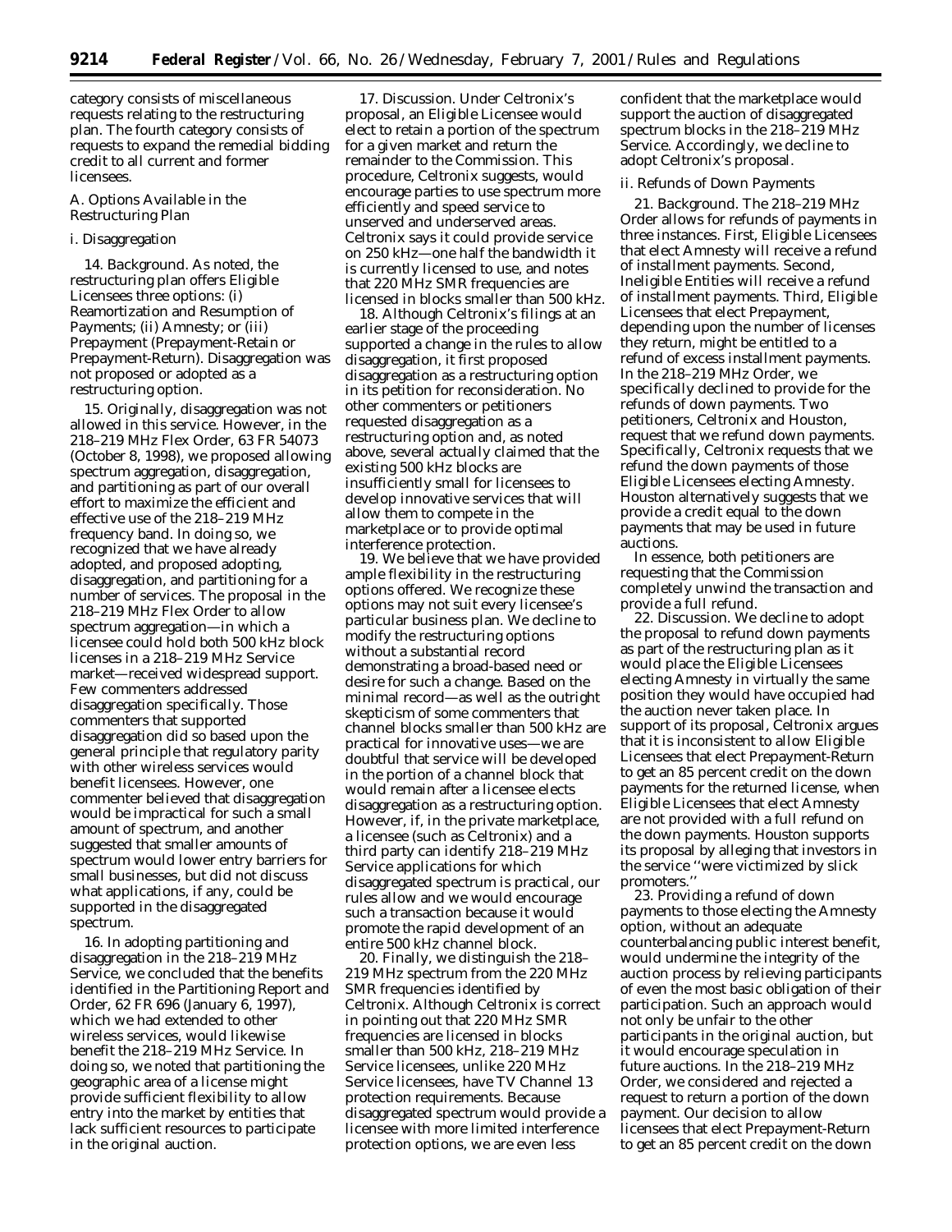category consists of miscellaneous requests relating to the restructuring plan. The fourth category consists of requests to expand the remedial bidding credit to all current and former licensees.

## A. Options Available in the Restructuring Plan

### i. Disaggregation

14. *Background.* As noted, the restructuring plan offers Eligible Licensees three options: (i) Reamortization and Resumption of Payments; (ii) Amnesty; or (iii) Prepayment (Prepayment-Retain or Prepayment-Return). Disaggregation was not proposed or adopted as a restructuring option.

15. Originally, disaggregation was not allowed in this service. However, in the 218–219 MHz Flex Order, 63 FR 54073 (October 8, 1998), we proposed allowing spectrum aggregation, disaggregation, and partitioning as part of our overall effort to maximize the efficient and effective use of the 218–219 MHz frequency band. In doing so, we recognized that we have already adopted, and proposed adopting, disaggregation, and partitioning for a number of services. The proposal in the 218–219 MHz Flex Order to allow spectrum aggregation—in which a licensee could hold both 500 kHz block licenses in a 218–219 MHz Service market—received widespread support. Few commenters addressed disaggregation specifically. Those commenters that supported disaggregation did so based upon the general principle that regulatory parity with other wireless services would benefit licensees. However, one commenter believed that disaggregation would be impractical for such a small amount of spectrum, and another suggested that smaller amounts of spectrum would lower entry barriers for small businesses, but did not discuss what applications, if any, could be supported in the disaggregated spectrum.

16. In adopting partitioning and disaggregation in the 218–219 MHz Service, we concluded that the benefits identified in the Partitioning Report and Order, 62 FR 696 (January 6, 1997), which we had extended to other wireless services, would likewise benefit the 218–219 MHz Service. In doing so, we noted that partitioning the geographic area of a license might provide sufficient flexibility to allow entry into the market by entities that lack sufficient resources to participate in the original auction.

17. *Discussion.* Under Celtronix's proposal, an Eligible Licensee would elect to retain a portion of the spectrum for a given market and return the remainder to the Commission. This procedure, Celtronix suggests, would encourage parties to use spectrum more efficiently and speed service to unserved and underserved areas. Celtronix says it could provide service on 250 kHz—one half the bandwidth it is currently licensed to use, and notes that 220 MHz SMR frequencies are licensed in blocks smaller than 500 kHz.

18. Although Celtronix's filings at an earlier stage of the proceeding supported a change in the rules to allow disaggregation, it first proposed disaggregation as a restructuring option in its petition for reconsideration. No other commenters or petitioners requested disaggregation as a restructuring option and, as noted above, several actually claimed that the existing 500 kHz blocks are insufficiently small for licensees to develop innovative services that will allow them to compete in the marketplace or to provide optimal interference protection.

19. We believe that we have provided ample flexibility in the restructuring options offered. We recognize these options may not suit every licensee's particular business plan. We decline to modify the restructuring options without a substantial record demonstrating a broad-based need or desire for such a change. Based on the minimal record—as well as the outright skepticism of some commenters that channel blocks smaller than 500 kHz are practical for innovative uses—we are doubtful that service will be developed in the portion of a channel block that would remain after a licensee elects disaggregation as a restructuring option. However, if, in the private marketplace, a licensee (such as Celtronix) and a third party can identify 218–219 MHz Service applications for which disaggregated spectrum is practical, our rules allow and we would encourage such a transaction because it would promote the rapid development of an entire 500 kHz channel block.

20. Finally, we distinguish the 218–219 MHz spectrum from the 220 MHz SMR frequencies identified by Celtronix. Although Celtronix is correct in pointing out that 220 MHz SMR frequencies are licensed in blocks smaller than 500 kHz, 218–219 MHz Service licensees, unlike 220 MHz Service licensees, have TV Channel 13 protection requirements. Because disaggregated spectrum would provide a licensee with more limited interference protection options, we are even less confident that the marketplace would support the auction of disaggregated spectrum blocks in the 218–219 MHz Service. Accordingly, we decline to adopt Celtronix's proposal.

### ii. Refunds of Down Payments

21. *Background.* The 218–219 MHz Order allows for refunds of payments in three instances. First, Eligible Licensees that elect Amnesty will receive a refund of installment payments. Second, Ineligible Entities will receive a refund of installment payments. Third, Eligible Licensees that elect Prepayment, depending upon the number of licenses they return, might be entitled to a refund of excess installment payments. In the 218–219 MHz Order, we specifically declined to provide for the refunds of down payments. Two petitioners, Celtronix and Houston, request that we refund down payments. Specifically, Celtronix requests that we refund the down payments of those Eligible Licensees electing Amnesty. Houston alternatively suggests that we provide a credit equal to the down payments that may be used in future auctions.

In essence, both petitioners are requesting that the Commission completely unwind the transaction and provide a full refund.

22. *Discussion.* We decline to adopt the proposal to refund down payments as part of the restructuring plan as it would place the Eligible Licensees electing Amnesty in virtually the same position they would have occupied had the auction never taken place. In support of its proposal, Celtronix argues that it is inconsistent to allow Eligible Licensees that elect Prepayment-Return to get an 85 percent credit on the down payments for the returned license, when Eligible Licensees that elect Amnesty are not provided with a full refund on the down payments. Houston supports its proposal by alleging that investors in the service "were victimized by slick promoters."

23. Providing a refund of down payments to those electing the Amnesty option, without an adequate counterbalancing public interest benefit, would undermine the integrity of the auction process by relieving participants of even the most basic obligation of their participation. Such an approach would not only be unfair to the other participants in the original auction, but it would encourage speculation in future auctions. In the 218–219 MHz Order, we considered and rejected a request to return a portion of the down payment. Our decision to allow licensees that elect Prepayment-Return to get an 85 percent credit on the down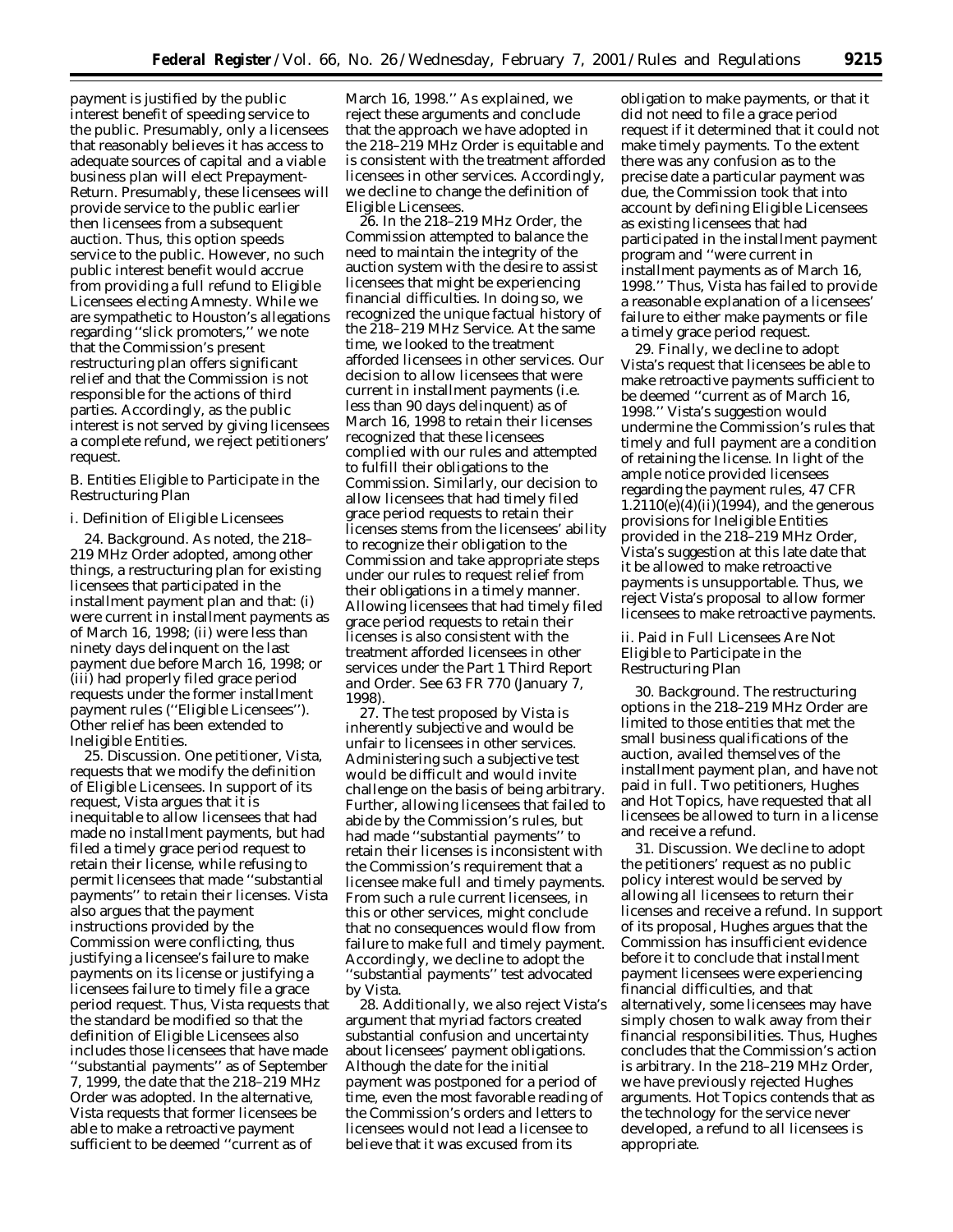payment is justified by the public interest benefit of speeding service to the public. Presumably, only a licensees that reasonably believes it has access to adequate sources of capital and a viable business plan will elect Prepayment-Return. Presumably, these licensees will provide service to the public earlier then licensees from a subsequent auction. Thus, this option speeds service to the public. However, no such public interest benefit would accrue from providing a full refund to Eligible Licensees electing Amnesty. While we are sympathetic to Houston's allegations regarding ''slick promoters,'' we note that the Commission's present restructuring plan offers significant relief and that the Commission is not responsible for the actions of third parties. Accordingly, as the public interest is not served by giving licensees a complete refund, we reject petitioners' request.

### B. Entities Eligible to Participate in the Restructuring Plan

#### i. Definition of Eligible Licensees

24. *Background.* As noted, the 218–219 MHz Order adopted, among other things, a restructuring plan for existing licensees that participated in the installment payment plan and that: (i) were current in installment payments as of March 16, 1998; (ii) were less than ninety days delinquent on the last payment due before March 16, 1998; or (iii) had properly filed grace period requests under the former installment payment rules (''Eligible Licensees''). Other relief has been extended to Ineligible Entities.

25. *Discussion.* One petitioner, Vista, requests that we modify the definition of Eligible Licensees. In support of its request, Vista argues that it is inequitable to allow licensees that had made no installment payments, but had filed a timely grace period request to retain their license, while refusing to permit licensees that made ''substantial payments'' to retain their licenses. Vista also argues that the payment instructions provided by the Commission were conflicting, thus justifying a licensee's failure to make payments on its license or justifying a licensees failure to timely file a grace period request. Thus, Vista requests that the standard be modified so that the definition of Eligible Licensees also includes those licensees that have made ''substantial payments'' as of September 7, 1999, the date that the 218–219 MHz Order was adopted. In the alternative, Vista requests that former licensees be able to make a retroactive payment sufficient to be deemed ''current as of March 16, 1998.'' As explained, we reject these arguments and conclude that the approach we have adopted in the 218–219 MHz Order is equitable and is consistent with the treatment afforded licensees in other services. Accordingly, we decline to change the definition of Eligible Licensees.

26. In the 218–219 MHz Order, the Commission attempted to balance the need to maintain the integrity of the auction system with the desire to assist licensees that might be experiencing financial difficulties. In doing so, we recognized the unique factual history of the 218–219 MHz Service. At the same time, we looked to the treatment afforded licensees in other services. Our decision to allow licensees that were current in installment payments (i.e. less than 90 days delinquent) as of March 16, 1998 to retain their licenses recognized that these licensees complied with our rules and attempted to fulfill their obligations to the Commission. Similarly, our decision to allow licensees that had timely filed grace period requests to retain their licenses stems from the licensees' ability to recognize their obligation to the Commission and take appropriate steps under our rules to request relief from their obligations in a timely manner. Allowing licensees that had timely filed grace period requests to retain their licenses is also consistent with the treatment afforded licensees in other services under the Part 1 Third Report and Order. See 63 FR 770 (January 7, 1998).

27. The test proposed by Vista is inherently subjective and would be unfair to licensees in other services. Administering such a subjective test would be difficult and would invite challenge on the basis of being arbitrary. Further, allowing licensees that failed to abide by the Commission's rules, but had made ''substantial payments'' to retain their licenses is inconsistent with the Commission's requirement that a licensee make full and timely payments. From such a rule current licensees, in this or other services, might conclude that no consequences would flow from failure to make full and timely payment. Accordingly, we decline to adopt the ''substantial payments'' test advocated by Vista.

28. Additionally, we also reject Vista's argument that myriad factors created substantial confusion and uncertainty about licensees' payment obligations. Although the date for the initial payment was postponed for a period of time, even the most favorable reading of the Commission's orders and letters to licensees would not lead a licensee to believe that it was excused from its obligation to make payments, or that it did not need to file a grace period request if it determined that it could not make timely payments. To the extent there was any confusion as to the precise date a particular payment was due, the Commission took that into account by defining Eligible Licensees as existing licensees that had participated in the installment payment program and ''were current in installment payments as of March 16, 1998.'' Thus, Vista has failed to provide a reasonable explanation of a licensees' failure to either make payments or file a timely grace period request.

29. Finally, we decline to adopt Vista's request that licensees be able to make retroactive payments sufficient to be deemed ''current as of March 16, 1998.'' Vista's suggestion would undermine the Commission's rules that timely and full payment are a condition of retaining the license. In light of the ample notice provided licensees regarding the payment rules, 47 CFR 1.2110(e)(4)(ii)(1994), and the generous provisions for Ineligible Entities provided in the 218–219 MHz Order, Vista's suggestion at this late date that it be allowed to make retroactive payments is unsupportable. Thus, we reject Vista's proposal to allow former licensees to make retroactive payments.

#### ii. Paid in Full Licensees Are Not Eligible to Participate in the Restructuring Plan

30. *Background.* The restructuring options in the 218–219 MHz Order are limited to those entities that met the small business qualifications of the auction, availed themselves of the installment payment plan, and have not paid in full. Two petitioners, Hughes and Hot Topics, have requested that all licensees be allowed to turn in a license and receive a refund.

31. *Discussion.* We decline to adopt the petitioners' request as no public policy interest would be served by allowing all licensees to return their licenses and receive a refund. In support of its proposal, Hughes argues that the Commission has insufficient evidence before it to conclude that installment payment licensees were experiencing financial difficulties, and that alternatively, some licensees may have simply chosen to walk away from their financial responsibilities. Thus, Hughes concludes that the Commission's action is arbitrary. In the 218–219 MHz Order, we have previously rejected Hughes arguments. Hot Topics contends that as the technology for the service never developed, a refund to all licensees is appropriate.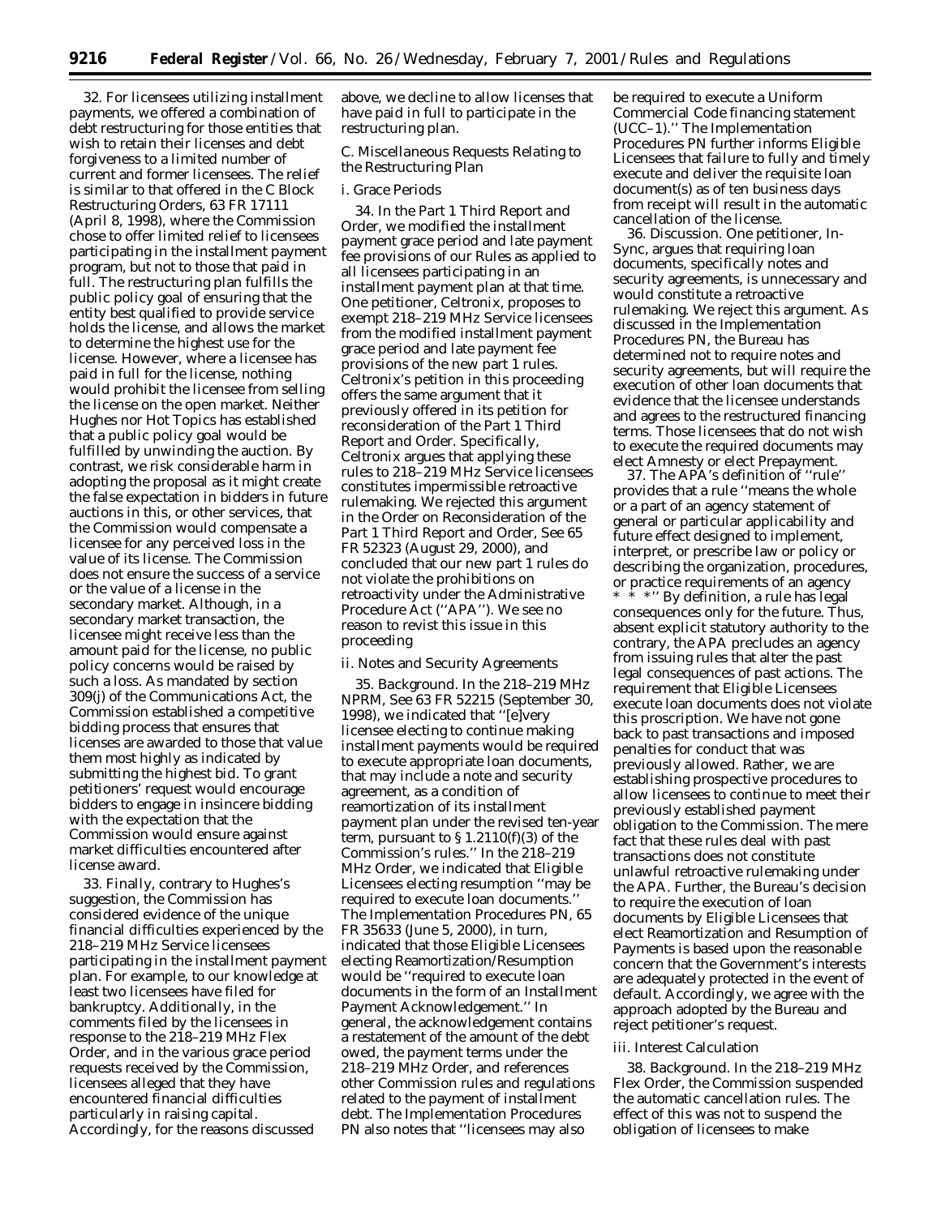32. For licensees utilizing installment payments, we offered a combination of debt restructuring for those entities that wish to retain their licenses and debt forgiveness to a limited number of current and former licensees. The relief is similar to that offered in the C Block Restructuring Orders, 63 FR 17111 (April 8, 1998), where the Commission chose to offer limited relief to licensees participating in the installment payment program, but not to those that paid in full. The restructuring plan fulfills the public policy goal of ensuring that the entity best qualified to provide service holds the license, and allows the market to determine the highest use for the license. However, where a licensee has paid in full for the license, nothing would prohibit the licensee from selling the license on the open market. Neither Hughes nor Hot Topics has established that a public policy goal would be fulfilled by unwinding the auction. By contrast, we risk considerable harm in adopting the proposal as it might create the false expectation in bidders in future auctions in this, or other services, that the Commission would compensate a licensee for any perceived loss in the value of its license. The Commission does not ensure the success of a service or the value of a license in the secondary market. Although, in a secondary market transaction, the licensee might receive less than the amount paid for the license, no public policy concerns would be raised by such a loss. As mandated by section 309(j) of the Communications Act, the Commission established a competitive bidding process that ensures that licenses are awarded to those that value them most highly as indicated by submitting the highest bid. To grant petitioners' request would encourage bidders to engage in insincere bidding with the expectation that the Commission would ensure against market difficulties encountered after license award.

33. Finally, contrary to Hughes's suggestion, the Commission has considered evidence of the unique financial difficulties experienced by the 218–219 MHz Service licensees participating in the installment payment plan. For example, to our knowledge at least two licensees have filed for bankruptcy. Additionally, in the comments filed by the licensees in response to the 218–219 MHz Flex Order, and in the various grace period requests received by the Commission, licensees alleged that they have encountered financial difficulties particularly in raising capital. Accordingly, for the reasons discussed above, we decline to allow licenses that have paid in full to participate in the restructuring plan.

*C. Miscellaneous Requests Relating to the Restructuring Plan*

*i. Grace Periods*

34. In the Part 1 Third Report and Order, we modified the installment payment grace period and late payment fee provisions of our Rules as applied to all licensees participating in an installment payment plan at that time. One petitioner, Celtronix, proposes to exempt 218–219 MHz Service licensees from the modified installment payment grace period and late payment fee provisions of the new part 1 rules. Celtronix's petition in this proceeding offers the same argument that it previously offered in its petition for reconsideration of the Part 1 Third Report and Order. Specifically, Celtronix argues that applying these rules to 218–219 MHz Service licensees constitutes impermissible retroactive rulemaking. We rejected this argument in the Order on Reconsideration of the Part 1 Third Report and Order, See 65 FR 52323 (August 29, 2000), and concluded that our new part 1 rules do not violate the prohibitions on retroactivity under the Administrative Procedure Act ("APA"). We see no reason to revist this issue in this proceeding

*ii. Notes and Security Agreements*

35. *Background.* In the 218–219 MHz NPRM, See 63 FR 52215 (September 30, 1998), we indicated that "[e]very licensee electing to continue making installment payments would be required to execute appropriate loan documents, that may include a note and security agreement, as a condition of reamortization of its installment payment plan under the revised ten-year term, pursuant to § 1.2110(f)(3) of the Commission's rules." In the 218–219 MHz Order, we indicated that Eligible Licensees electing resumption "may be required to execute loan documents." The Implementation Procedures PN, 65 FR 35633 (June 5, 2000), in turn, indicated that those Eligible Licensees electing Reamortization/Resumption would be "required to execute loan documents in the form of an Installment Payment Acknowledgement." In general, the acknowledgement contains a restatement of the amount of the debt owed, the payment terms under the 218–219 MHz Order, and references other Commission rules and regulations related to the payment of installment debt. The Implementation Procedures PN also notes that "licensees may also be required to execute a Uniform Commercial Code financing statement (UCC–1)." The Implementation Procedures PN further informs Eligible Licensees that failure to fully and timely execute and deliver the requisite loan document(s) as of ten business days from receipt will result in the automatic cancellation of the license.

36. *Discussion.* One petitioner, In-Sync, argues that requiring loan documents, specifically notes and security agreements, is unnecessary and would constitute a retroactive rulemaking. We reject this argument. As discussed in the Implementation Procedures PN, the Bureau has determined not to require notes and security agreements, but will require the execution of other loan documents that evidence that the licensee understands and agrees to the restructured financing terms. Those licensees that do not wish to execute the required documents may elect Amnesty or elect Prepayment.

37. The APA's definition of "rule" provides that a rule "means the whole or a part of an agency statement of general or particular applicability and future effect designed to implement, interpret, or prescribe law or policy or describing the organization, procedures, or practice requirements of an agency * * *" By definition, a rule has legal consequences only for the future. Thus, absent explicit statutory authority to the contrary, the APA precludes an agency from issuing rules that alter the past legal consequences of past actions. The requirement that Eligible Licensees execute loan documents does not violate this proscription. We have not gone back to past transactions and imposed penalties for conduct that was previously allowed. Rather, we are establishing prospective procedures to allow licensees to continue to meet their previously established payment obligation to the Commission. The mere fact that these rules deal with past transactions does not constitute unlawful retroactive rulemaking under the APA. Further, the Bureau's decision to require the execution of loan documents by Eligible Licensees that elect Reamortization and Resumption of Payments is based upon the reasonable concern that the Government's interests are adequately protected in the event of default. Accordingly, we agree with the approach adopted by the Bureau and reject petitioner's request.

*iii. Interest Calculation*

38. *Background.* In the 218–219 MHz Flex Order, the Commission suspended the automatic cancellation rules. The effect of this was not to suspend the obligation of licensees to make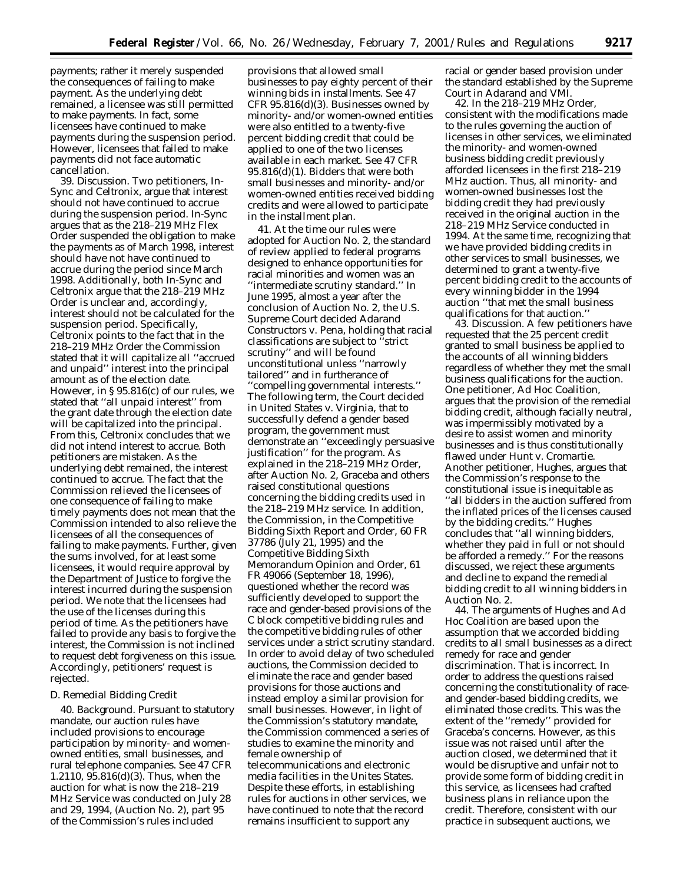payments; rather it merely suspended the consequences of failing to make payment. As the underlying debt remained, a licensee was still permitted to make payments. In fact, some licensees have continued to make payments during the suspension period. However, licensees that failed to make payments did not face automatic cancellation.

39. *Discussion.* Two petitioners, In-Sync and Celtronix, argue that interest should not have continued to accrue during the suspension period. In-Sync argues that as the 218–219 MHz Flex Order suspended the obligation to make the payments as of March 1998, interest should have not have continued to accrue during the period since March 1998. Additionally, both In-Sync and Celtronix argue that the 218–219 MHz Order is unclear and, accordingly, interest should not be calculated for the suspension period. Specifically, Celtronix points to the fact that in the 218–219 MHz Order the Commission stated that it will capitalize all ''accrued and unpaid'' interest into the principal amount as of the election date. However, in § 95.816(c) of our rules, we stated that ''all unpaid interest'' from the grant date through the election date will be capitalized into the principal. From this, Celtronix concludes that we did not intend interest to accrue. Both petitioners are mistaken. As the underlying debt remained, the interest continued to accrue. The fact that the Commission relieved the licensees of one consequence of failing to make timely payments does not mean that the Commission intended to also relieve the licensees of all the consequences of failing to make payments. Further, given the sums involved, for at least some licensees, it would require approval by the Department of Justice to forgive the interest incurred during the suspension period. We note that the licensees had the use of the licenses during this period of time. As the petitioners have failed to provide any basis to forgive the interest, the Commission is not inclined to request debt forgiveness on this issue. Accordingly, petitioners' request is rejected.

*D. Remedial Bidding Credit*

40. *Background.* Pursuant to statutory mandate, our auction rules have included provisions to encourage participation by minority- and women-owned entities, small businesses, and rural telephone companies. See 47 CFR 1.2110, 95.816(d)(3). Thus, when the auction for what is now the 218–219 MHz Service was conducted on July 28 and 29, 1994, (Auction No. 2), part 95 of the Commission's rules included provisions that allowed small businesses to pay eighty percent of their winning bids in installments. See 47 CFR 95.816(d)(3). Businesses owned by minority- and/or women-owned entities were also entitled to a twenty-five percent bidding credit that could be applied to one of the two licenses available in each market. See 47 CFR 95.816(d)(1). Bidders that were both small businesses and minority- and/or women-owned entities received bidding credits and were allowed to participate in the installment plan.

41. At the time our rules were adopted for Auction No. 2, the standard of review applied to federal programs designed to enhance opportunities for racial minorities and women was an ''intermediate scrutiny standard.'' In June 1995, almost a year after the conclusion of Auction No. 2, the U.S. Supreme Court decided *Adarand Constructors* v. *Pena,* holding that racial classifications are subject to ''strict scrutiny'' and will be found unconstitutional unless ''narrowly tailored'' and in furtherance of ''compelling governmental interests.'' The following term, the Court decided in *United States* v. *Virginia,* that to successfully defend a gender based program, the government must demonstrate an ''exceedingly persuasive justification'' for the program. As explained in the 218–219 MHz Order, after Auction No. 2, Graceba and others raised constitutional questions concerning the bidding credits used in the 218–219 MHz service. In addition, the Commission, in the Competitive Bidding Sixth Report and Order, 60 FR 37786 (July 21, 1995) and the Competitive Bidding Sixth Memorandum Opinion and Order, 61 FR 49066 (September 18, 1996), questioned whether the record was sufficiently developed to support the race and gender-based provisions of the C block competitive bidding rules and the competitive bidding rules of other services under a strict scrutiny standard. In order to avoid delay of two scheduled auctions, the Commission decided to eliminate the race and gender based provisions for those auctions and instead employ a similar provision for small businesses. However, in light of the Commission's statutory mandate, the Commission commenced a series of studies to examine the minority and female ownership of telecommunications and electronic media facilities in the Unites States. Despite these efforts, in establishing rules for auctions in other services, we have continued to note that the record remains insufficient to support any racial or gender based provision under the standard established by the Supreme Court in *Adarand* and *VMI.*

42. In the 218–219 MHz Order, consistent with the modifications made to the rules governing the auction of licenses in other services, we eliminated the minority- and women-owned business bidding credit previously afforded licensees in the first 218–219 MHz auction. Thus, all minority- and women-owned businesses lost the bidding credit they had previously received in the original auction in the 218–219 MHz Service conducted in 1994. At the same time, recognizing that we have provided bidding credits in other services to small businesses, we determined to grant a twenty-five percent bidding credit to the accounts of every winning bidder in the 1994 auction ''that met the small business qualifications for that auction.''

43. *Discussion.* A few petitioners have requested that the 25 percent credit granted to small business be applied to the accounts of all winning bidders regardless of whether they met the small business qualifications for the auction. One petitioner, Ad Hoc Coalition, argues that the provision of the remedial bidding credit, although facially neutral, was impermissibly motivated by a desire to assist women and minority businesses and is thus constitutionally flawed under *Hunt* v. *Cromartie.* Another petitioner, Hughes, argues that the Commission's response to the constitutional issue is inequitable as ''all bidders in the auction suffered from the inflated prices of the licenses caused by the bidding credits.'' Hughes concludes that ''all winning bidders, whether they paid in full or not should be afforded a remedy.'' For the reasons discussed, we reject these arguments and decline to expand the remedial bidding credit to all winning bidders in Auction No. 2.

44. The arguments of Hughes and Ad Hoc Coalition are based upon the assumption that we accorded bidding credits to all small businesses as a direct remedy for race and gender discrimination. That is incorrect. In order to address the questions raised concerning the constitutionality of race- and gender-based bidding credits, we eliminated those credits. This was the extent of the ''remedy'' provided for Graceba's concerns. However, as this issue was not raised until after the auction closed, we determined that it would be disruptive and unfair not to provide some form of bidding credit in this service, as licensees had crafted business plans in reliance upon the credit. Therefore, consistent with our practice in subsequent auctions, we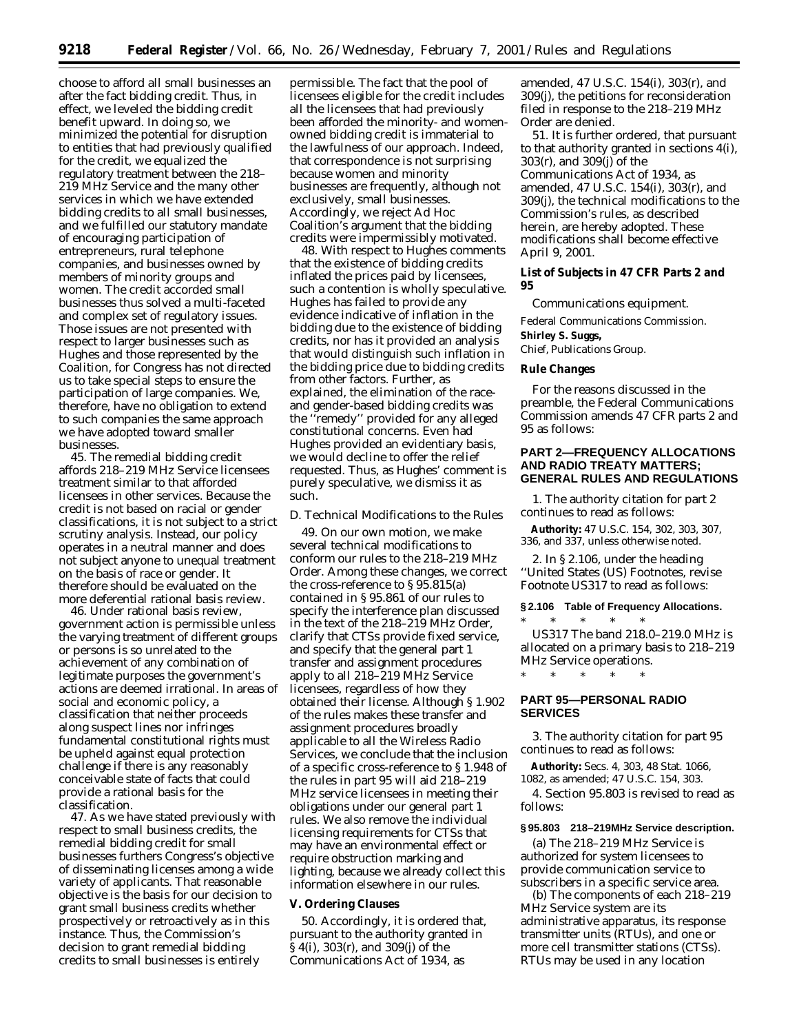choose to afford all small businesses an after the fact bidding credit. Thus, in effect, we leveled the bidding credit benefit upward. In doing so, we minimized the potential for disruption to entities that had previously qualified for the credit, we equalized the regulatory treatment between the 218–219 MHz Service and the many other services in which we have extended bidding credits to all small businesses, and we fulfilled our statutory mandate of encouraging participation of entrepreneurs, rural telephone companies, and businesses owned by members of minority groups and women. The credit accorded small businesses thus solved a multi-faceted and complex set of regulatory issues. Those issues are not presented with respect to larger businesses such as Hughes and those represented by the Coalition, for Congress has not directed us to take special steps to ensure the participation of large companies. We, therefore, have no obligation to extend to such companies the same approach we have adopted toward smaller businesses.

45. The remedial bidding credit affords 218–219 MHz Service licensees treatment similar to that afforded licensees in other services. Because the credit is not based on racial or gender classifications, it is not subject to a strict scrutiny analysis. Instead, our policy operates in a neutral manner and does not subject anyone to unequal treatment on the basis of race or gender. It therefore should be evaluated on the more deferential rational basis review.

46. Under rational basis review, government action is permissible unless the varying treatment of different groups or persons is so unrelated to the achievement of any combination of legitimate purposes the government's actions are deemed irrational. In areas of social and economic policy, a classification that neither proceeds along suspect lines nor infringes fundamental constitutional rights must be upheld against equal protection challenge if there is any reasonably conceivable state of facts that could provide a rational basis for the classification.

47. As we have stated previously with respect to small business credits, the remedial bidding credit for small businesses furthers Congress's objective of disseminating licenses among a wide variety of applicants. That reasonable objective is the basis for our decision to grant small business credits whether prospectively or retroactively as in this instance. Thus, the Commission's decision to grant remedial bidding credits to small businesses is entirely permissible. The fact that the pool of licensees eligible for the credit includes all the licensees that had previously been afforded the minority- and women-owned bidding credit is immaterial to the lawfulness of our approach. Indeed, that correspondence is not surprising because women and minority businesses are frequently, although not exclusively, small businesses. Accordingly, we reject Ad Hoc Coalition's argument that the bidding credits were impermissibly motivated.

48. With respect to Hughes comments that the existence of bidding credits inflated the prices paid by licensees, such a contention is wholly speculative. Hughes has failed to provide any evidence indicative of inflation in the bidding due to the existence of bidding credits, nor has it provided an analysis that would distinguish such inflation in the bidding price due to bidding credits from other factors. Further, as explained, the elimination of the race- and gender-based bidding credits was the "remedy" provided for any alleged constitutional concerns. Even had Hughes provided an evidentiary basis, we would decline to offer the relief requested. Thus, as Hughes' comment is purely speculative, we dismiss it as such.

*D. Technical Modifications to the Rules*

49. On our own motion, we make several technical modifications to conform our rules to the 218–219 MHz Order. Among these changes, we correct the cross-reference to § 95.815(a) contained in § 95.861 of our rules to specify the interference plan discussed in the text of the 218–219 MHz Order, clarify that CTSs provide fixed service, and specify that the general part 1 transfer and assignment procedures apply to all 218–219 MHz Service licensees, regardless of how they obtained their license. Although § 1.902 of the rules makes these transfer and assignment procedures broadly applicable to all the Wireless Radio Services, we conclude that the inclusion of a specific cross-reference to § 1.948 of the rules in part 95 will aid 218–219 MHz service licensees in meeting their obligations under our general part 1 rules. We also remove the individual licensing requirements for CTSs that may have an environmental effect or require obstruction marking and lighting, because we already collect this information elsewhere in our rules.

**V. Ordering Clauses**

50. Accordingly, it is ordered that, pursuant to the authority granted in § 4(i), 303(r), and 309(j) of the Communications Act of 1934, as amended, 47 U.S.C. 154(i), 303(r), and 309(j), the petitions for reconsideration filed in response to the 218–219 MHz Order are denied.

51. It is further ordered, that pursuant to that authority granted in sections 4(i), 303(r), and 309(j) of the Communications Act of 1934, as amended, 47 U.S.C. 154(i), 303(r), and 309(j), the technical modifications to the Commission's rules, as described herein, are hereby adopted. These modifications shall become effective April 9, 2001.

**List of Subjects in 47 CFR Parts 2 and 95**

Communications equipment.

Federal Communications Commission.

**Shirley S. Suggs,**

*Chief, Publications Group.*

**Rule Changes**

For the reasons discussed in the preamble, the Federal Communications Commission amends 47 CFR parts 2 and 95 as follows:

**PART 2—FREQUENCY ALLOCATIONS AND RADIO TREATY MATTERS; GENERAL RULES AND REGULATIONS**

1. The authority citation for part 2 continues to read as follows:

**Authority:** 47 U.S.C. 154, 302, 303, 307, 336, and 337, unless otherwise noted.

2. In § 2.106, under the heading "United States (US) Footnotes, revise Footnote US317 to read as follows:

**§ 2.106 Table of Frequency Allocations.**

\* \* \* \* \*

US317 The band 218.0–219.0 MHz is allocated on a primary basis to 218–219 MHz Service operations.

\* \* \* \* \*

**PART 95—PERSONAL RADIO SERVICES**

3. The authority citation for part 95 continues to read as follows:

**Authority:** Secs. 4, 303, 48 Stat. 1066, 1082, as amended; 47 U.S.C. 154, 303.

4. Section 95.803 is revised to read as follows:

**§ 95.803 218–219MHz Service description.**

(a) The 218–219 MHz Service is authorized for system licensees to provide communication service to subscribers in a specific service area.

(b) The components of each 218–219 MHz Service system are its administrative apparatus, its response transmitter units (RTUs), and one or more cell transmitter stations (CTSs). RTUs may be used in any location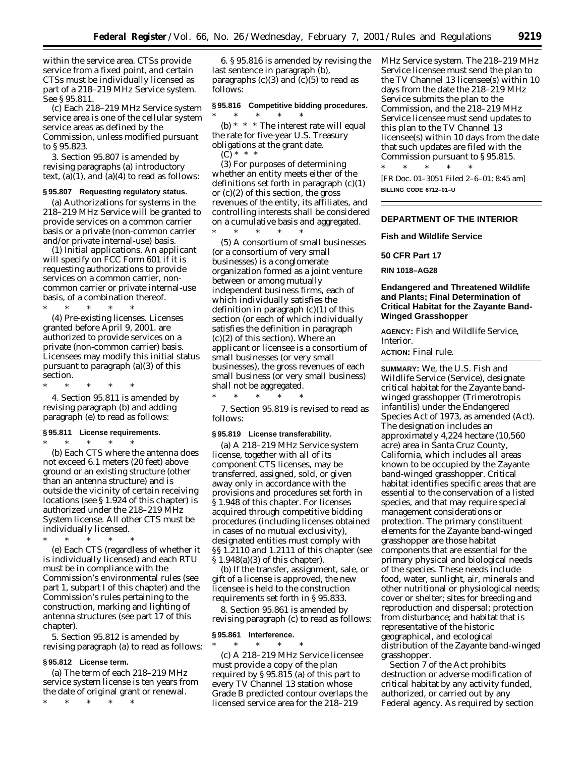within the service area. CTSs provide service from a fixed point, and certain CTSs must be individually licensed as part of a 218–219 MHz Service system. See § 95.811.

(c) Each 218–219 MHz Service system service area is one of the cellular system service areas as defined by the Commission, unless modified pursuant to § 95.823.

3. Section 95.807 is amended by revising paragraphs (a) introductory text, (a)(1), and (a)(4) to read as follows:

### § 95.807 Requesting regulatory status.

(a) Authorizations for systems in the 218–219 MHz Service will be granted to provide services on a common carrier basis or a private (non-common carrier and/or private internal-use) basis.

(1) *Initial applications.* An applicant will specify on FCC Form 601 if it is requesting authorizations to provide services on a common carrier, non-common carrier or private internal-use basis, of a combination thereof.

\* \* \* \* \*

(4) *Pre-existing licenses.* Licenses granted before April 9, 2001. are authorized to provide services on a private (non-common carrier) basis. Licensees may modify this initial status pursuant to paragraph (a)(3) of this section.

\* \* \* \* \*

4. Section 95.811 is amended by revising paragraph (b) and adding paragraph (e) to read as follows:

### § 95.811 License requirements.

\* \* \* \* \*

(b) Each CTS where the antenna does not exceed 6.1 meters (20 feet) above ground or an existing structure (other than an antenna structure) and is outside the vicinity of certain receiving locations (see § 1.924 of this chapter) is authorized under the 218–219 MHz System license. All other CTS must be individually licensed.

\* \* \* \* \*

(e) Each CTS (regardless of whether it is individually licensed) and each RTU must be in compliance with the Commission's environmental rules (see part 1, subpart I of this chapter) and the Commission's rules pertaining to the construction, marking and lighting of antenna structures (see part 17 of this chapter).

5. Section 95.812 is amended by revising paragraph (a) to read as follows:

### § 95.812 License term.

(a) The term of each 218–219 MHz service system license is ten years from the date of original grant or renewal.

\* \* \* \* \*

6. § 95.816 is amended by revising the last sentence in paragraph (b), paragraphs (c)(3) and (c)(5) to read as follows:

### § 95.816 Competitive bidding procedures.

\* \* \* \* \*

(b) \* \* \* The interest rate will equal the rate for five-year U.S. Treasury obligations at the grant date.

(C) \* \* \*

(3) For purposes of determining whether an entity meets either of the definitions set forth in paragraph (c)(1) or (c)(2) of this section, the gross revenues of the entity, its affiliates, and controlling interests shall be considered on a cumulative basis and aggregated.

\* \* \* \* \*

(5) A consortium of small businesses (or a consortium of very small businesses) is a conglomerate organization formed as a joint venture between or among mutually independent business firms, each of which individually satisfies the definition in paragraph (c)(1) of this section (or each of which individually satisfies the definition in paragraph (c)(2) of this section). Where an applicant or licensee is a consortium of small businesses (or very small businesses), the gross revenues of each small business (or very small business) shall not be aggregated.

\* \* \* \* \*

7. Section 95.819 is revised to read as follows:

### § 95.819 License transferability.

(a) A 218–219 MHz Service system license, together with all of its component CTS licenses, may be transferred, assigned, sold, or given away only in accordance with the provisions and procedures set forth in § 1.948 of this chapter. For licenses acquired through competitive bidding procedures (including licenses obtained in cases of no mutual exclusivity), designated entities must comply with §§ 1.2110 and 1.2111 of this chapter (see § 1.948(a)(3) of this chapter).

(b) If the transfer, assignment, sale, or gift of a license is approved, the new licensee is held to the construction requirements set forth in § 95.833.

8. Section 95.861 is amended by revising paragraph (c) to read as follows:

### § 95.861 Interference.

\* \* \* \* \*

(c) A 218–219 MHz Service licensee must provide a copy of the plan required by § 95.815 (a) of this part to every TV Channel 13 station whose Grade B predicted contour overlaps the licensed service area for the 218–219 MHz Service system. The 218–219 MHz Service licensee must send the plan to the TV Channel 13 licensee(s) within 10 days from the date the 218–219 MHz Service submits the plan to the Commission, and the 218–219 MHz Service licensee must send updates to this plan to the TV Channel 13 licensee(s) within 10 days from the date that such updates are filed with the Commission pursuant to § 95.815.

\* \* \* \* \*

[FR Doc. 01–3051 Filed 2–6–01; 8:45 am]

**BILLING CODE 6712–01–U**

---

## DEPARTMENT OF THE INTERIOR

### Fish and Wildlife Service

### 50 CFR Part 17

### RIN 1018–AG28

## Endangered and Threatened Wildlife and Plants; Final Determination of Critical Habitat for the Zayante Band-Winged Grasshopper

**AGENCY:** Fish and Wildlife Service, Interior.

**ACTION:** Final rule.

**SUMMARY:** We, the U.S. Fish and Wildlife Service (Service), designate critical habitat for the Zayante band-winged grasshopper (*Trimerotropis infantilis*) under the Endangered Species Act of 1973, as amended (Act). The designation includes an approximately 4,224 hectare (10,560 acre) area in Santa Cruz County, California, which includes all areas known to be occupied by the Zayante band-winged grasshopper. Critical habitat identifies specific areas that are essential to the conservation of a listed species, and that may require special management considerations or protection. The primary constituent elements for the Zayante band-winged grasshopper are those habitat components that are essential for the primary physical and biological needs of the species. These needs include food, water, sunlight, air, minerals and other nutritional or physiological needs; cover or shelter; sites for breeding and reproduction and dispersal; protection from disturbance; and habitat that is representative of the historic geographical, and ecological distribution of the Zayante band-winged grasshopper.

Section 7 of the Act prohibits destruction or adverse modification of critical habitat by any activity funded, authorized, or carried out by any Federal agency. As required by section